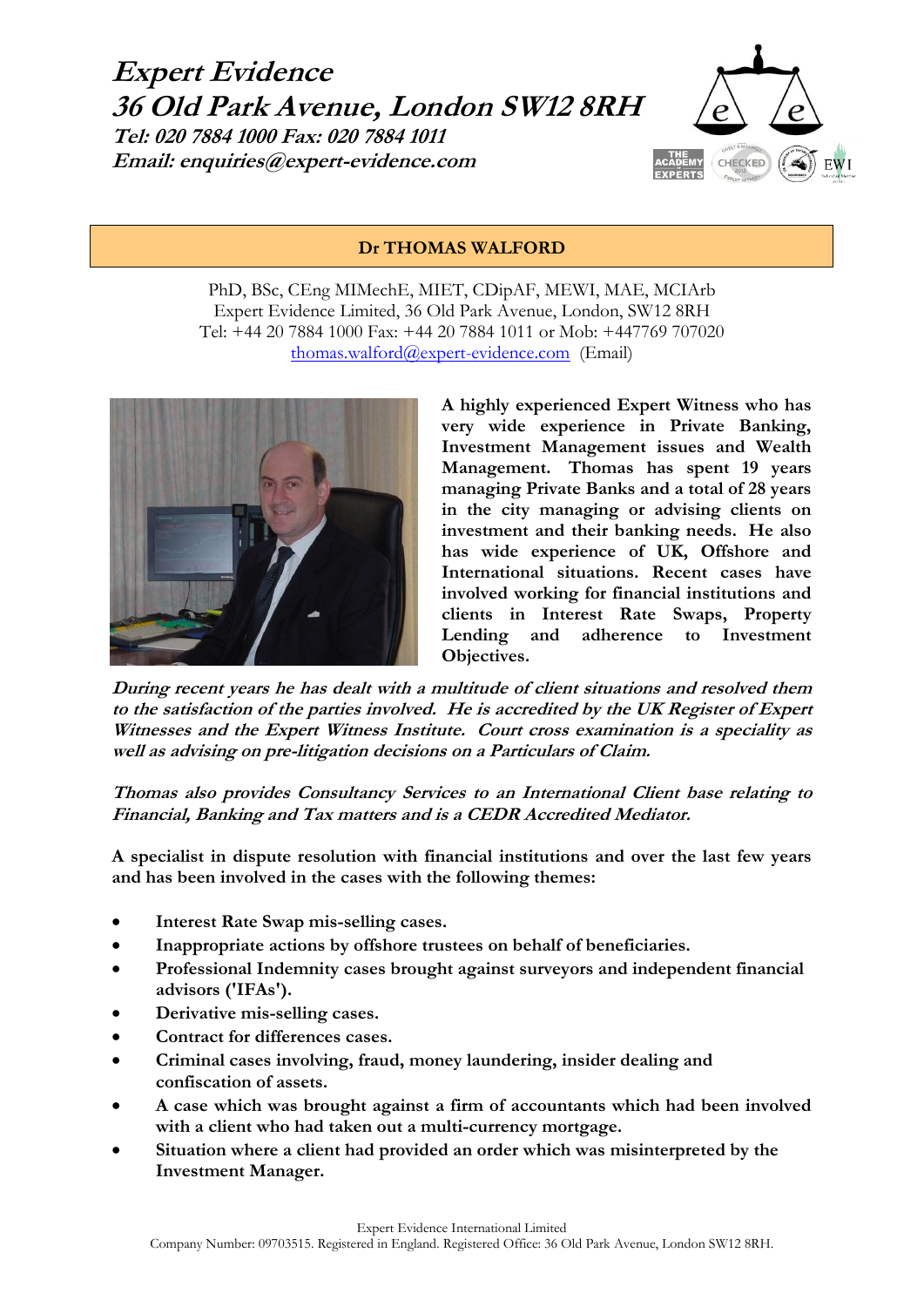# Expert Evidence
## 36 Old Park Avenue, London SW12 8RH

***Tel: 020 7884 1000 Fax: 020 7884 1011***
***Email: enquiries@expert-evidence.com***

## Dr THOMAS WALFORD

PhD, BSc, CEng MIMechE, MIET, CDipAF, MEWI, MAE, MCIArb
Expert Evidence Limited, 36 Old Park Avenue, London, SW12 8RH
Tel: +44 20 7884 1000 Fax: +44 20 7884 1011 or Mob: +447769 707020
thomas.walford@expert-evidence.com (Email)

**A highly experienced Expert Witness who has very wide experience in Private Banking, Investment Management issues and Wealth Management. Thomas has spent 19 years managing Private Banks and a total of 28 years in the city managing or advising clients on investment and their banking needs. He also has wide experience of UK, Offshore and International situations. Recent cases have involved working for financial institutions and clients in Interest Rate Swaps, Property Lending and adherence to Investment Objectives.**

***During recent years he has dealt with a multitude of client situations and resolved them to the satisfaction of the parties involved. He is accredited by the UK Register of Expert Witnesses and the Expert Witness Institute. Court cross examination is a speciality as well as advising on pre-litigation decisions on a Particulars of Claim.***

***Thomas also provides Consultancy Services to an International Client base relating to Financial, Banking and Tax matters and is a CEDR Accredited Mediator.***

**A specialist in dispute resolution with financial institutions and over the last few years and has been involved in the cases with the following themes:**

- **Interest Rate Swap mis-selling cases.**
- **Inappropriate actions by offshore trustees on behalf of beneficiaries.**
- **Professional Indemnity cases brought against surveyors and independent financial advisors ('IFAs').**
- **Derivative mis-selling cases.**
- **Contract for differences cases.**
- **Criminal cases involving, fraud, money laundering, insider dealing and confiscation of assets.**
- **A case which was brought against a firm of accountants which had been involved with a client who had taken out a multi-currency mortgage.**
- **Situation where a client had provided an order which was misinterpreted by the Investment Manager.**

Expert Evidence International Limited
Company Number: 09703515. Registered in England. Registered Office: 36 Old Park Avenue, London SW12 8RH.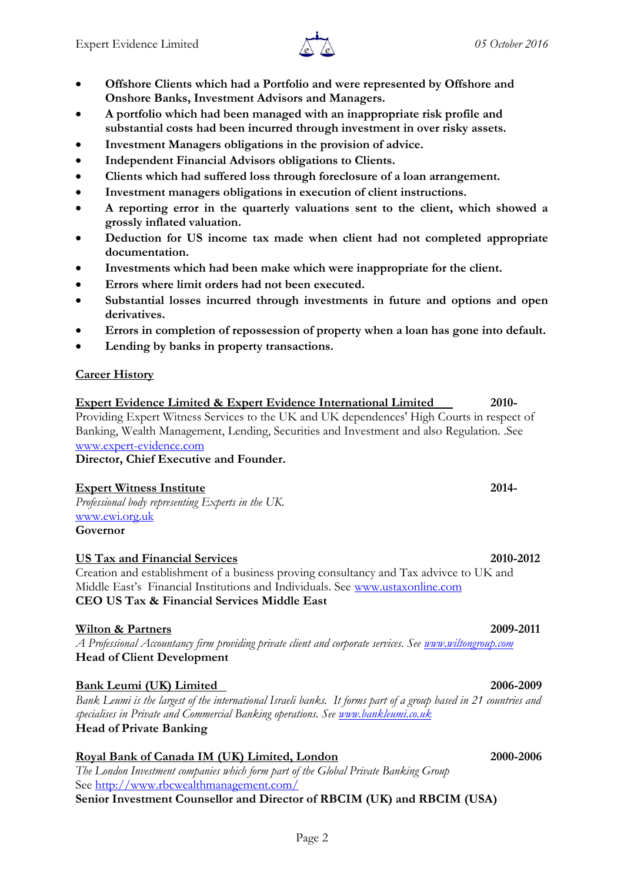- **Offshore Clients which had a Portfolio and were represented by Offshore and Onshore Banks, Investment Advisors and Managers.**
- **A portfolio which had been managed with an inappropriate risk profile and substantial costs had been incurred through investment in over risky assets.**
- **Investment Managers obligations in the provision of advice.**
- **Independent Financial Advisors obligations to Clients.**
- **Clients which had suffered loss through foreclosure of a loan arrangement.**
- **Investment managers obligations in execution of client instructions.**
- **A reporting error in the quarterly valuations sent to the client, which showed a grossly inflated valuation.**
- **Deduction for US income tax made when client had not completed appropriate documentation.**
- **Investments which had been make which were inappropriate for the client.**
- **Errors where limit orders had not been executed.**
- **Substantial losses incurred through investments in future and options and open derivatives.**
- **Errors in completion of repossession of property when a loan has gone into default.**
- **Lending by banks in property transactions.**

## Career History

**Expert Evidence Limited & Expert Evidence International Limited** **2010-**
Providing Expert Witness Services to the UK and UK dependences' High Courts in respect of Banking, Wealth Management, Lending, Securities and Investment and also Regulation. .See www.expert-evidence.com
**Director, Chief Executive and Founder.**

**Expert Witness Institute** **2014-**
*Professional body representing Experts in the UK.*
www.ewi.org.uk
**Governor**

**US Tax and Financial Services** **2010-2012**
Creation and establishment of a business proving consultancy and Tax advivce to UK and Middle East's Financial Institutions and Individuals. See www.ustaxonline.com
**CEO US Tax & Financial Services Middle East**

**Wilton & Partners** **2009-2011**
*A Professional Accountancy firm providing private client and corporate services. See www.wiltongroup.com*
**Head of Client Development**

**Bank Leumi (UK) Limited** **2006-2009**
*Bank Leumi is the largest of the international Israeli banks. It forms part of a group based in 21 countries and specialises in Private and Commercial Banking operations. See www.bankleumi.co.uk*
**Head of Private Banking**

**Royal Bank of Canada IM (UK) Limited, London** **2000-2006**
*The London Investment companies which form part of the Global Private Banking Group*
See http://www.rbcwealthmanagement.com/
**Senior Investment Counsellor and Director of RBCIM (UK) and RBCIM (USA)**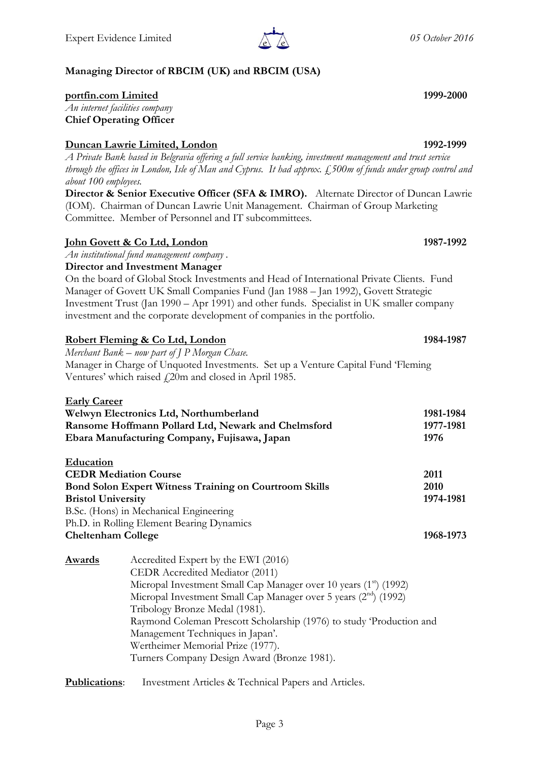**Managing Director of RBCIM (UK) and RBCIM (USA)**

**portfin.com Limited** **1999-2000**
*An internet facilities company*
**Chief Operating Officer**

**Duncan Lawrie Limited, London** **1992-1999**
*A Private Bank based in Belgravia offering a full service banking, investment management and trust service through the offices in London, Isle of Man and Cyprus. It had approx. £500m of funds under group control and about 100 employees.*
**Director & Senior Executive Officer (SFA & IMRO).** Alternate Director of Duncan Lawrie (IOM). Chairman of Duncan Lawrie Unit Management. Chairman of Group Marketing Committee. Member of Personnel and IT subcommittees.

**John Govett & Co Ltd, London** **1987-1992**
*An institutional fund management company .*
**Director and Investment Manager**
On the board of Global Stock Investments and Head of International Private Clients. Fund Manager of Govett UK Small Companies Fund (Jan 1988 – Jan 1992), Govett Strategic Investment Trust (Jan 1990 – Apr 1991) and other funds. Specialist in UK smaller company investment and the corporate development of companies in the portfolio.

**Robert Fleming & Co Ltd, London** **1984-1987**
*Merchant Bank – now part of J P Morgan Chase.*
Manager in Charge of Unquoted Investments. Set up a Venture Capital Fund 'Fleming Ventures' which raised £20m and closed in April 1985.

**Early Career**
**Welwyn Electronics Ltd, Northumberland** **1981-1984**
**Ransome Hoffmann Pollard Ltd, Newark and Chelmsford** **1977-1981**
**Ebara Manufacturing Company, Fujisawa, Japan** **1976**

**Education**
**CEDR Mediation Course** **2011**
**Bond Solon Expert Witness Training on Courtroom Skills** **2010**
**Bristol University** **1974-1981**
B.Sc. (Hons) in Mechanical Engineering
Ph.D. in Rolling Element Bearing Dynamics
**Cheltenham College** **1968-1973**

**Awards**
Accredited Expert by the EWI (2016)
CEDR Accredited Mediator (2011)
Micropal Investment Small Cap Manager over 10 years (1st) (1992)
Micropal Investment Small Cap Manager over 5 years (2nd) (1992)
Tribology Bronze Medal (1981).
Raymond Coleman Prescott Scholarship (1976) to study 'Production and Management Techniques in Japan'.
Wertheimer Memorial Prize (1977).
Turners Company Design Award (Bronze 1981).

**Publications**: Investment Articles & Technical Papers and Articles.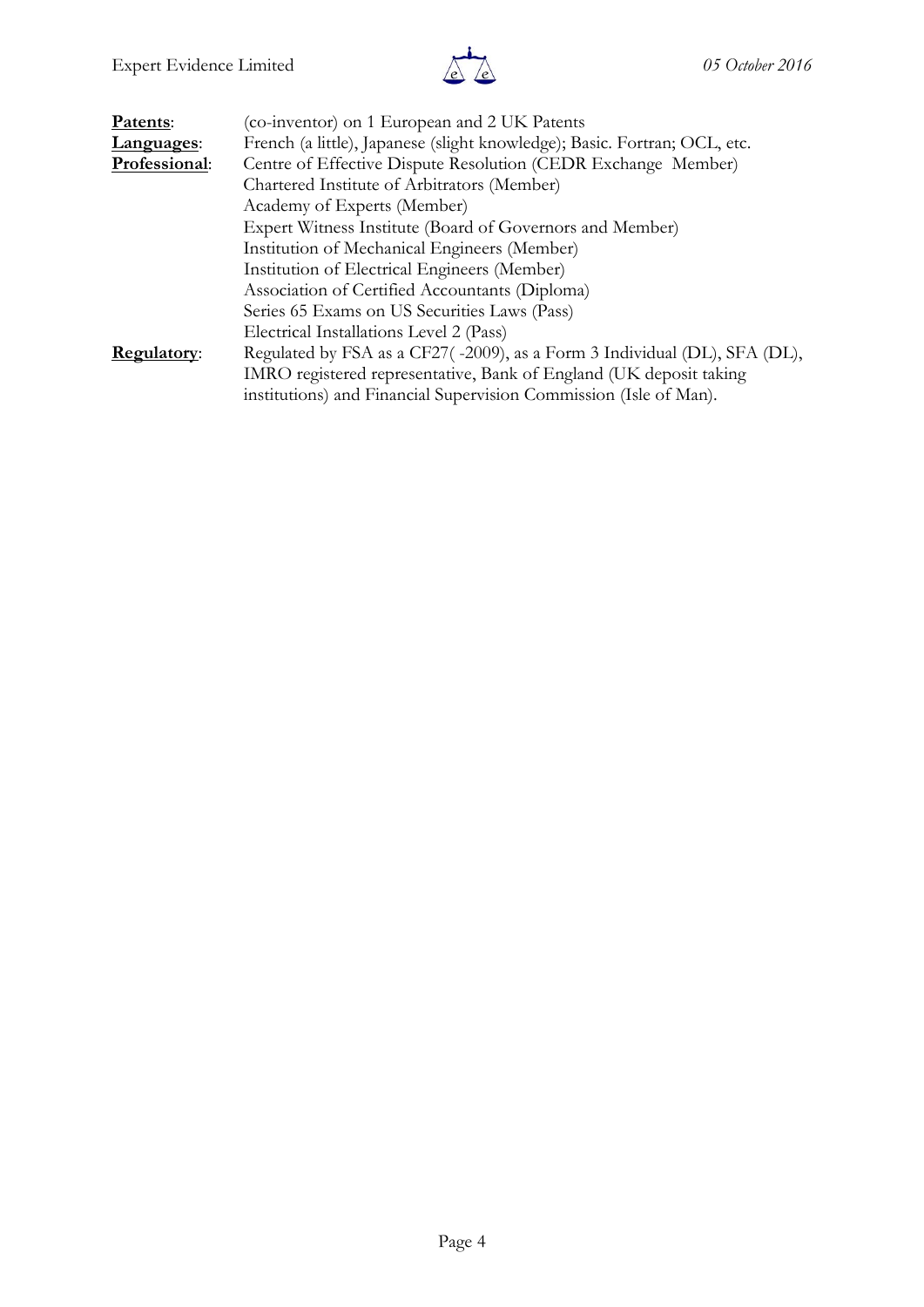| | |
|---|---|
| **Patents**: | (co-inventor) on 1 European and 2 UK Patents |
| **Languages**: | French (a little), Japanese (slight knowledge); Basic. Fortran; OCL, etc. |
| **Professional**: | Centre of Effective Dispute Resolution (CEDR Exchange Member) |
| | Chartered Institute of Arbitrators (Member) |
| | Academy of Experts (Member) |
| | Expert Witness Institute (Board of Governors and Member) |
| | Institution of Mechanical Engineers (Member) |
| | Institution of Electrical Engineers (Member) |
| | Association of Certified Accountants (Diploma) |
| | Series 65 Exams on US Securities Laws (Pass) |
| | Electrical Installations Level 2 (Pass) |
| **Regulatory**: | Regulated by FSA as a CF27( -2009), as a Form 3 Individual (DL), SFA (DL), IMRO registered representative, Bank of England (UK deposit taking institutions) and Financial Supervision Commission (Isle of Man). |